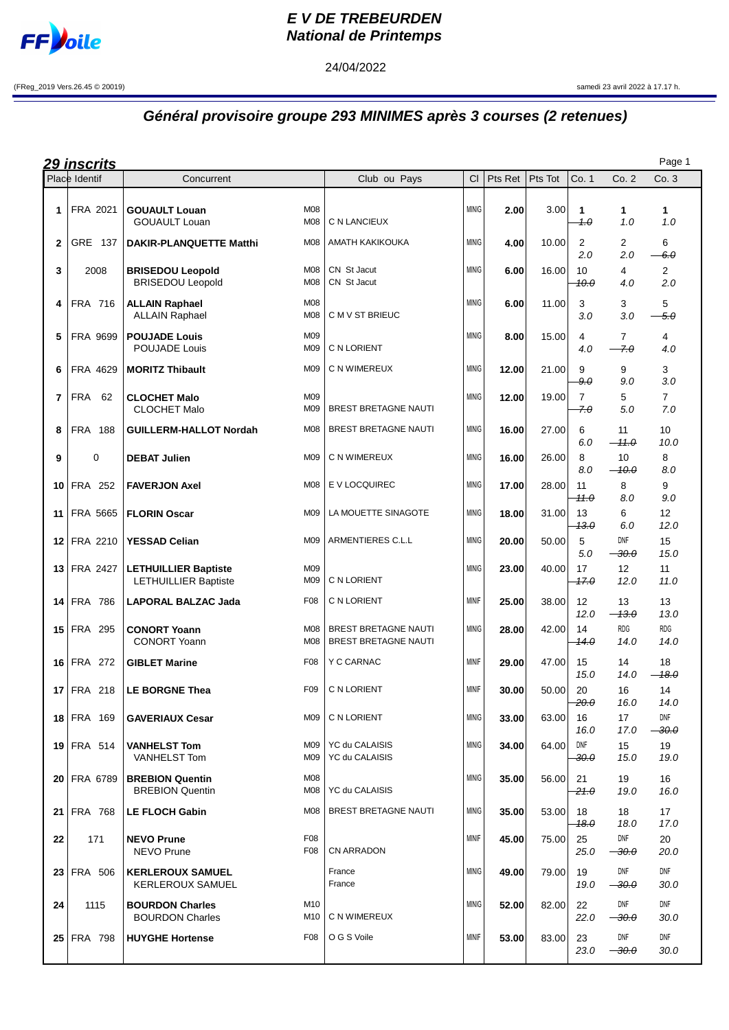# E V DE TREBEURDEN
## National de Printemps

24/04/2022

(FReg_2019 Vers.26.45 © 20019)

samedi 23 avril 2022 à 17.17 h.

## *Général provisoire groupe 293 MINIMES après 3 courses (2 retenues)*

### 29 inscrits

| Place | Identif | Concurrent | | Club ou Pays | Cl | Pts Ret | Pts Tot | Co. 1 | Co. 2 | Co. 3 |
|---|---|---|---|---|---|---|---|---|---|---|
| 1 | FRA 2021 | **GOUAULT Louan**<br>GOUAULT Louan | M08<br>M08 | <br>C N LANCIEUX | MINIG | **2.00** | 3.00 | **1**<br>~~1.0~~ | **1**<br>1.0 | **1**<br>1.0 |
| 2 | GRE 137 | **DAKIR-PLANQUETTE Matthi** | M08 | AMATH KAKIKOUKA | MINIG | **4.00** | 10.00 | 2<br>2.0 | 2<br>2.0 | 6<br>~~6.0~~ |
| 3 | 2008 | **BRISEDOU Leopold**<br>BRISEDOU Leopold | M08<br>M08 | CN St Jacut<br>CN St Jacut | MINIG | **6.00** | 16.00 | 10<br>~~10.0~~ | 4<br>4.0 | 2<br>2.0 |
| 4 | FRA 716 | **ALLAIN Raphael**<br>ALLAIN Raphael | M08<br>M08 | <br>C M V ST BRIEUC | MINIG | **6.00** | 11.00 | 3<br>3.0 | 3<br>3.0 | 5<br>~~5.0~~ |
| 5 | FRA 9699 | **POUJADE Louis**<br>POUJADE Louis | M09<br>M09 | <br>C N LORIENT | MINIG | **8.00** | 15.00 | 4<br>4.0 | 7<br>~~7.0~~ | 4<br>4.0 |
| 6 | FRA 4629 | **MORITZ Thibault** | M09 | C N WIMEREUX | MINIG | **12.00** | 21.00 | 9<br>~~9.0~~ | 9<br>9.0 | 3<br>3.0 |
| 7 | FRA 62 | **CLOCHET Malo**<br>CLOCHET Malo | M09<br>M09 | <br>BREST BRETAGNE NAUTI | MINIG | **12.00** | 19.00 | 7<br>~~7.0~~ | 5<br>5.0 | 7<br>7.0 |
| 8 | FRA 188 | **GUILLERM-HALLOT Nordah** | M08 | BREST BRETAGNE NAUTI | MINIG | **16.00** | 27.00 | 6<br>6.0 | 11<br>~~11.0~~ | 10<br>10.0 |
| 9 | 0 | **DEBAT Julien** | M09 | C N WIMEREUX | MINIG | **16.00** | 26.00 | 8<br>8.0 | 10<br>~~10.0~~ | 8<br>8.0 |
| 10 | FRA 252 | **FAVERJON Axel** | M08 | E V LOCQUIREC | MINIG | **17.00** | 28.00 | 11<br>~~11.0~~ | 8<br>8.0 | 9<br>9.0 |
| 11 | FRA 5665 | **FLORIN Oscar** | M09 | LA MOUETTE SINAGOTE | MINIG | **18.00** | 31.00 | 13<br>~~13.0~~ | 6<br>6.0 | 12<br>12.0 |
| 12 | FRA 2210 | **YESSAD Celian** | M09 | ARMENTIERES C.L.L | MINIG | **20.00** | 50.00 | 5<br>5.0 | DNF<br>~~30.0~~ | 15<br>15.0 |
| 13 | FRA 2427 | **LETHUILLIER Baptiste**<br>LETHUILLIER Baptiste | M09<br>M09 | <br>C N LORIENT | MINIG | **23.00** | 40.00 | 17<br>~~17.0~~ | 12<br>12.0 | 11<br>11.0 |
| 14 | FRA 786 | **LAPORAL BALZAC Jada** | F08 | C N LORIENT | MINIF | **25.00** | 38.00 | 12<br>12.0 | 13<br>~~13.0~~ | 13<br>13.0 |
| 15 | FRA 295 | **CONORT Yoann**<br>CONORT Yoann | M08<br>M08 | BREST BRETAGNE NAUTI<br>BREST BRETAGNE NAUTI | MINIG | **28.00** | 42.00 | 14<br>~~14.0~~ | RDG<br>14.0 | RDG<br>14.0 |
| 16 | FRA 272 | **GIBLET Marine** | F08 | Y C CARNAC | MINIF | **29.00** | 47.00 | 15<br>15.0 | 14<br>14.0 | 18<br>~~18.0~~ |
| 17 | FRA 218 | **LE BORGNE Thea** | F09 | C N LORIENT | MINIF | **30.00** | 50.00 | 20<br>~~20.0~~ | 16<br>16.0 | 14<br>14.0 |
| 18 | FRA 169 | **GAVERIAUX Cesar** | M09 | C N LORIENT | MINIG | **33.00** | 63.00 | 16<br>16.0 | 17<br>17.0 | DNF<br>~~30.0~~ |
| 19 | FRA 514 | **VANHELST Tom**<br>VANHELST Tom | M09<br>M09 | YC du CALAISIS<br>YC du CALAISIS | MINIG | **34.00** | 64.00 | DNF<br>~~30.0~~ | 15<br>15.0 | 19<br>19.0 |
| 20 | FRA 6789 | **BREBION Quentin**<br>BREBION Quentin | M08<br>M08 | <br>YC du CALAISIS | MINIG | **35.00** | 56.00 | 21<br>~~21.0~~ | 19<br>19.0 | 16<br>16.0 |
| 21 | FRA 768 | **LE FLOCH Gabin** | M08 | BREST BRETAGNE NAUTI | MINIG | **35.00** | 53.00 | 18<br>~~18.0~~ | 18<br>18.0 | 17<br>17.0 |
| 22 | 171 | **NEVO Prune**<br>NEVO Prune | F08<br>F08 | <br>CN ARRADON | MINIF | **45.00** | 75.00 | 25<br>25.0 | DNF<br>~~30.0~~ | 20<br>20.0 |
| 23 | FRA 506 | **KERLEROUX SAMUEL**<br>KERLEROUX SAMUEL | | France<br>France | MINIG | **49.00** | 79.00 | 19<br>19.0 | DNF<br>~~30.0~~ | DNF<br>30.0 |
| 24 | 1115 | **BOURDON Charles**<br>BOURDON Charles | M10<br>M10 | <br>C N WIMEREUX | MINIG | **52.00** | 82.00 | 22<br>22.0 | DNF<br>~~30.0~~ | DNF<br>30.0 |
| 25 | FRA 798 | **HUYGHE Hortense** | F08 | O G S Voile | MINIF | **53.00** | 83.00 | 23<br>23.0 | DNF<br>~~30.0~~ | DNF<br>30.0 |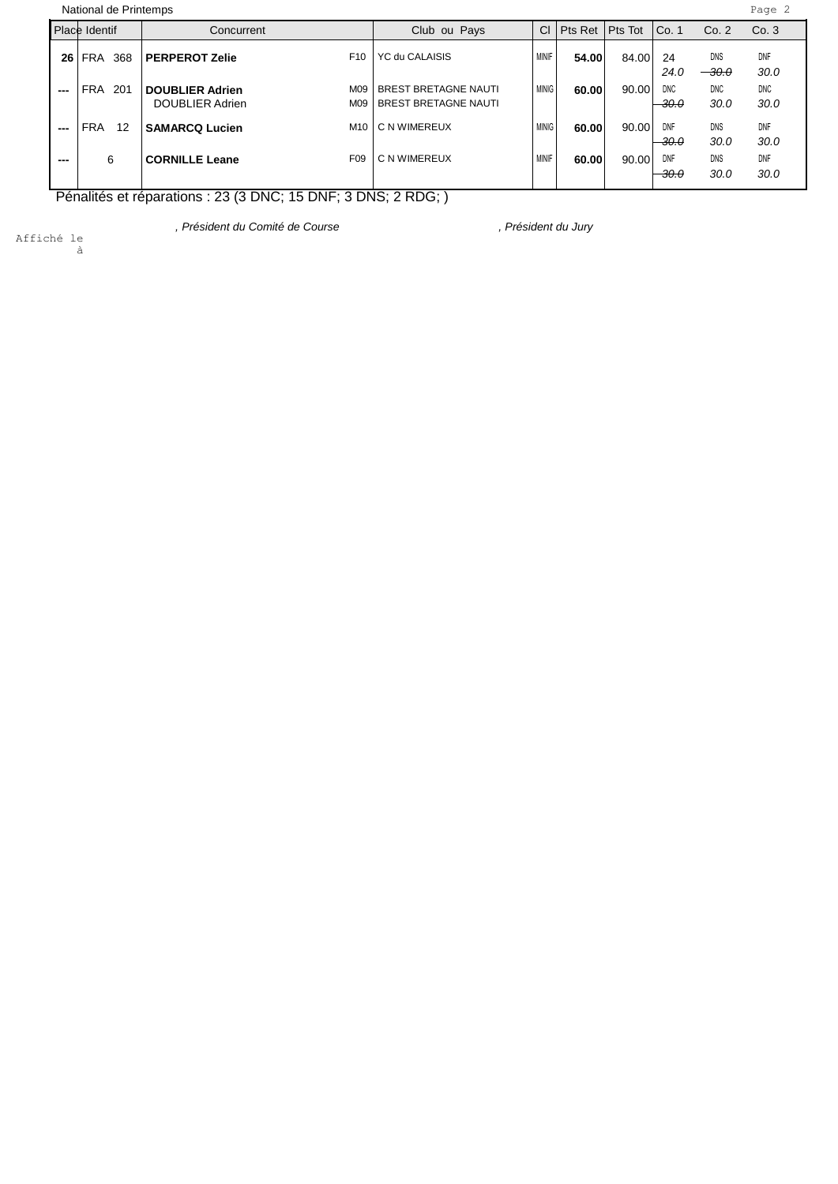| Place | Identif | Concurrent | | Club ou Pays | Cl | Pts Ret | Pts Tot | Co. 1 | Co. 2 | Co. 3 |
|---|---|---|---|---|---|---|---|---|---|---|
| **26** | FRA 368 | **PERPEROT Zelie** | F10 | YC du CALAISIS | MINIF | **54.00** | 84.00 | 24 *24.0* | DNS ~~*30.0*~~ | DNF *30.0* |
| --- | FRA 201 | **DOUBLIER Adrien** DOUBLIER Adrien | M09 M09 | BREST BRETAGNE NAUTI BREST BRETAGNE NAUTI | MINIG | **60.00** | 90.00 | DNC ~~*30.0*~~ | DNC *30.0* | DNC *30.0* |
| --- | FRA 12 | **SAMARCQ Lucien** | M10 | C N WIMEREUX | MINIG | **60.00** | 90.00 | DNF ~~*30.0*~~ | DNS *30.0* | DNF *30.0* |
| --- | 6 | **CORNILLE Leane** | F09 | C N WIMEREUX | MINIF | **60.00** | 90.00 | DNF ~~*30.0*~~ | DNS *30.0* | DNF *30.0* |

Pénalités et réparations : 23 (3 DNC; 15 DNF; 3 DNS; 2 RDG; )

*, Président du Comité de Course* *, Président du Jury*

Affiché le
à